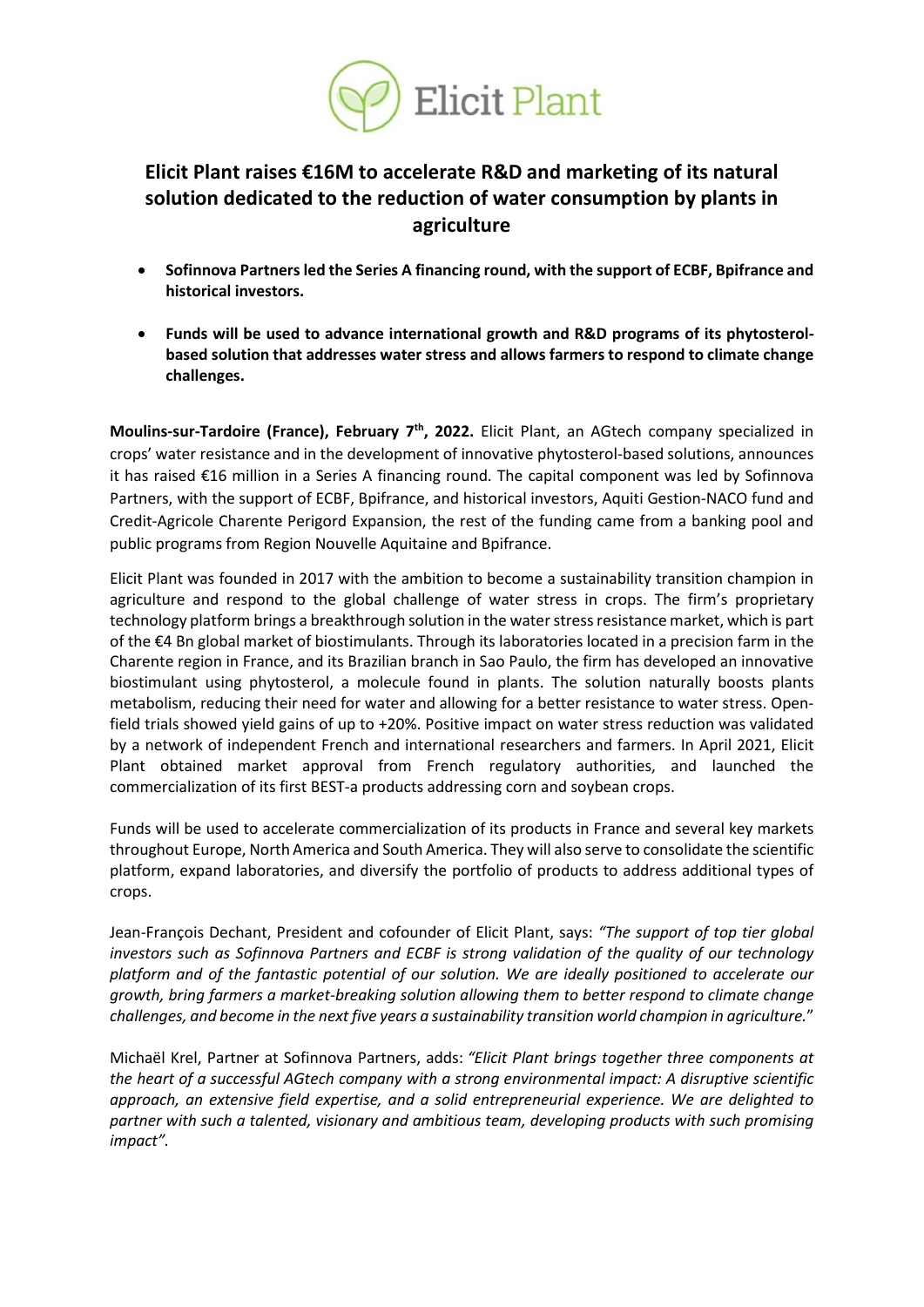# Elicit Plant raises €16M to accelerate R&D and marketing of its natural solution dedicated to the reduction of water consumption by plants in agriculture

- **Sofinnova Partners led the Series A financing round, with the support of ECBF, Bpifrance and historical investors.**
- **Funds will be used to advance international growth and R&D programs of its phytosterol-based solution that addresses water stress and allows farmers to respond to climate change challenges.**

**Moulins-sur-Tardoire (France), February 7th, 2022.** Elicit Plant, an AGtech company specialized in crops' water resistance and in the development of innovative phytosterol-based solutions, announces it has raised €16 million in a Series A financing round. The capital component was led by Sofinnova Partners, with the support of ECBF, Bpifrance, and historical investors, Aquiti Gestion-NACO fund and Credit-Agricole Charente Perigord Expansion, the rest of the funding came from a banking pool and public programs from Region Nouvelle Aquitaine and Bpifrance.

Elicit Plant was founded in 2017 with the ambition to become a sustainability transition champion in agriculture and respond to the global challenge of water stress in crops. The firm's proprietary technology platform brings a breakthrough solution in the water stress resistance market, which is part of the €4 Bn global market of biostimulants. Through its laboratories located in a precision farm in the Charente region in France, and its Brazilian branch in Sao Paulo, the firm has developed an innovative biostimulant using phytosterol, a molecule found in plants. The solution naturally boosts plants metabolism, reducing their need for water and allowing for a better resistance to water stress. Open-field trials showed yield gains of up to +20%. Positive impact on water stress reduction was validated by a network of independent French and international researchers and farmers. In April 2021, Elicit Plant obtained market approval from French regulatory authorities, and launched the commercialization of its first BEST-a products addressing corn and soybean crops.

Funds will be used to accelerate commercialization of its products in France and several key markets throughout Europe, North America and South America. They will also serve to consolidate the scientific platform, expand laboratories, and diversify the portfolio of products to address additional types of crops.

Jean-François Dechant, President and cofounder of Elicit Plant, says: *"The support of top tier global investors such as Sofinnova Partners and ECBF is strong validation of the quality of our technology platform and of the fantastic potential of our solution. We are ideally positioned to accelerate our growth, bring farmers a market-breaking solution allowing them to better respond to climate change challenges, and become in the next five years a sustainability transition world champion in agriculture.*"

Michaël Krel, Partner at Sofinnova Partners, adds: *"Elicit Plant brings together three components at the heart of a successful AGtech company with a strong environmental impact: A disruptive scientific approach, an extensive field expertise, and a solid entrepreneurial experience. We are delighted to partner with such a talented, visionary and ambitious team, developing products with such promising impact".*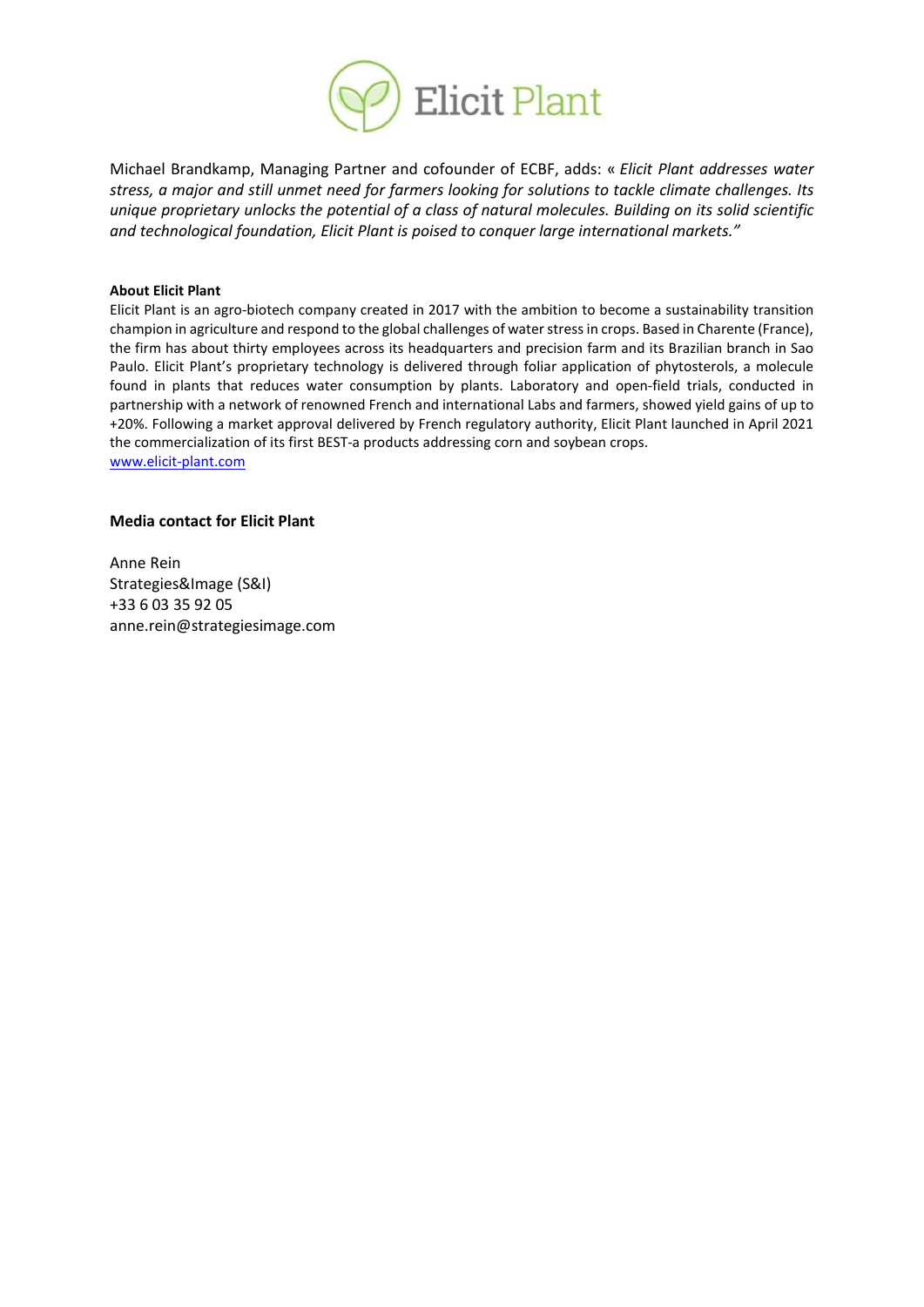Michael Brandkamp, Managing Partner and cofounder of ECBF, adds: « *Elicit Plant addresses water stress, a major and still unmet need for farmers looking for solutions to tackle climate challenges. Its unique proprietary unlocks the potential of a class of natural molecules. Building on its solid scientific and technological foundation, Elicit Plant is poised to conquer large international markets."*

**About Elicit Plant**

Elicit Plant is an agro-biotech company created in 2017 with the ambition to become a sustainability transition champion in agriculture and respond to the global challenges of water stress in crops. Based in Charente (France), the firm has about thirty employees across its headquarters and precision farm and its Brazilian branch in Sao Paulo. Elicit Plant's proprietary technology is delivered through foliar application of phytosterols, a molecule found in plants that reduces water consumption by plants. Laboratory and open-field trials, conducted in partnership with a network of renowned French and international Labs and farmers, showed yield gains of up to +20%. Following a market approval delivered by French regulatory authority, Elicit Plant launched in April 2021 the commercialization of its first BEST-a products addressing corn and soybean crops.
[www.elicit-plant.com](http://www.elicit-plant.com)

**Media contact for Elicit Plant**

Anne Rein
Strategies&Image (S&I)
+33 6 03 35 92 05
anne.rein@strategiesimage.com